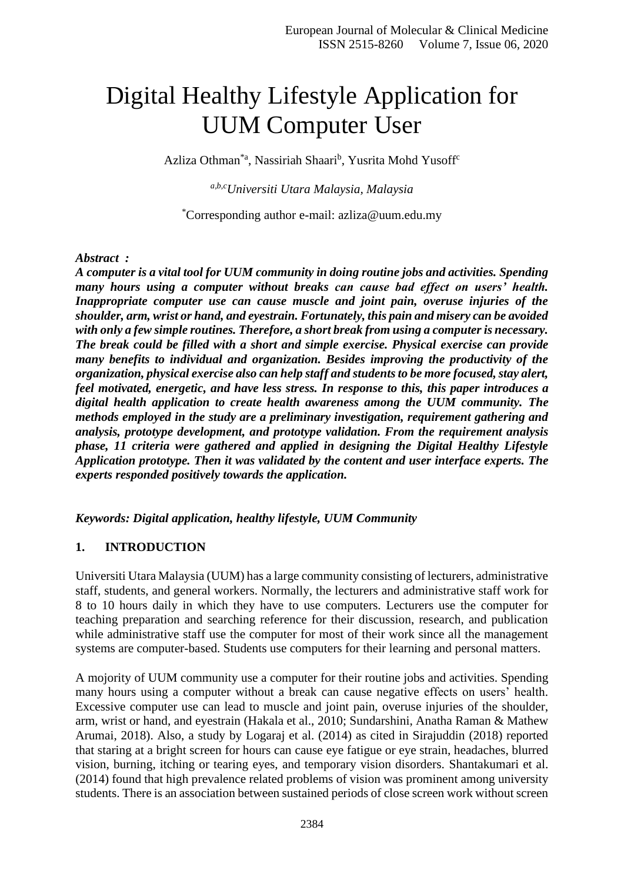# Digital Healthy Lifestyle Application for UUM Computer User

Azliza Othman[*a], Nassiriah Shaari[b], Yusrita Mohd Yusoff[c]

[a,b,c]*Universiti Utara Malaysia, Malaysia*

[*]Corresponding author e-mail: azliza@uum.edu.my

***Abstract :***

***A computer is a vital tool for UUM community in doing routine jobs and activities. Spending many hours using a computer without breaks can cause bad effect on users' health. Inappropriate computer use can cause muscle and joint pain, overuse injuries of the shoulder, arm, wrist or hand, and eyestrain. Fortunately, this pain and misery can be avoided with only a few simple routines. Therefore, a short break from using a computer is necessary. The break could be filled with a short and simple exercise. Physical exercise can provide many benefits to individual and organization. Besides improving the productivity of the organization, physical exercise also can help staff and students to be more focused, stay alert, feel motivated, energetic, and have less stress. In response to this, this paper introduces a digital health application to create health awareness among the UUM community. The methods employed in the study are a preliminary investigation, requirement gathering and analysis, prototype development, and prototype validation. From the requirement analysis phase, 11 criteria were gathered and applied in designing the Digital Healthy Lifestyle Application prototype. Then it was validated by the content and user interface experts. The experts responded positively towards the application.***

***Keywords: Digital application, healthy lifestyle, UUM Community***

## 1. INTRODUCTION

Universiti Utara Malaysia (UUM) has a large community consisting of lecturers, administrative staff, students, and general workers. Normally, the lecturers and administrative staff work for 8 to 10 hours daily in which they have to use computers. Lecturers use the computer for teaching preparation and searching reference for their discussion, research, and publication while administrative staff use the computer for most of their work since all the management systems are computer-based. Students use computers for their learning and personal matters.

A mojority of UUM community use a computer for their routine jobs and activities. Spending many hours using a computer without a break can cause negative effects on users' health. Excessive computer use can lead to muscle and joint pain, overuse injuries of the shoulder, arm, wrist or hand, and eyestrain (Hakala et al., 2010; Sundarshini, Anatha Raman & Mathew Arumai, 2018). Also, a study by Logaraj et al. (2014) as cited in Sirajuddin (2018) reported that staring at a bright screen for hours can cause eye fatigue or eye strain, headaches, blurred vision, burning, itching or tearing eyes, and temporary vision disorders. Shantakumari et al. (2014) found that high prevalence related problems of vision was prominent among university students. There is an association between sustained periods of close screen work without screen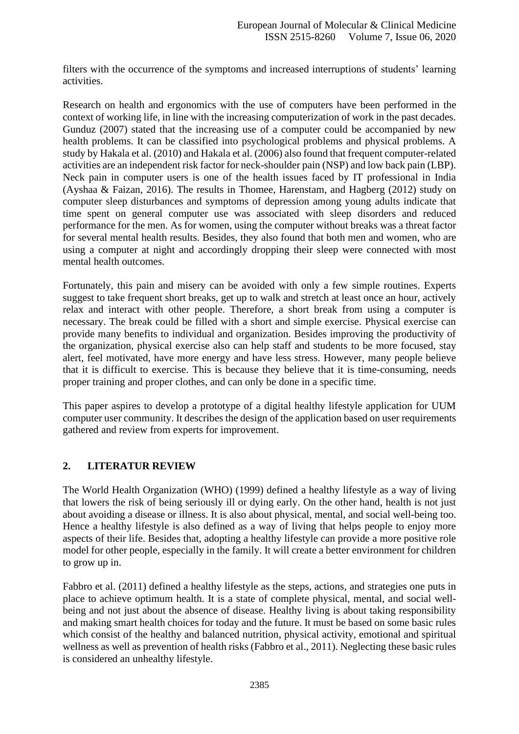filters with the occurrence of the symptoms and increased interruptions of students' learning activities.

Research on health and ergonomics with the use of computers have been performed in the context of working life, in line with the increasing computerization of work in the past decades. Gunduz (2007) stated that the increasing use of a computer could be accompanied by new health problems. It can be classified into psychological problems and physical problems. A study by Hakala et al. (2010) and Hakala et al. (2006) also found that frequent computer-related activities are an independent risk factor for neck-shoulder pain (NSP) and low back pain (LBP). Neck pain in computer users is one of the health issues faced by IT professional in India (Ayshaa & Faizan, 2016). The results in Thomee, Harenstam, and Hagberg (2012) study on computer sleep disturbances and symptoms of depression among young adults indicate that time spent on general computer use was associated with sleep disorders and reduced performance for the men. As for women, using the computer without breaks was a threat factor for several mental health results. Besides, they also found that both men and women, who are using a computer at night and accordingly dropping their sleep were connected with most mental health outcomes.

Fortunately, this pain and misery can be avoided with only a few simple routines. Experts suggest to take frequent short breaks, get up to walk and stretch at least once an hour, actively relax and interact with other people. Therefore, a short break from using a computer is necessary. The break could be filled with a short and simple exercise. Physical exercise can provide many benefits to individual and organization. Besides improving the productivity of the organization, physical exercise also can help staff and students to be more focused, stay alert, feel motivated, have more energy and have less stress. However, many people believe that it is difficult to exercise. This is because they believe that it is time-consuming, needs proper training and proper clothes, and can only be done in a specific time.

This paper aspires to develop a prototype of a digital healthy lifestyle application for UUM computer user community. It describes the design of the application based on user requirements gathered and review from experts for improvement.

## 2. LITERATUR REVIEW

The World Health Organization (WHO) (1999) defined a healthy lifestyle as a way of living that lowers the risk of being seriously ill or dying early. On the other hand, health is not just about avoiding a disease or illness. It is also about physical, mental, and social well-being too. Hence a healthy lifestyle is also defined as a way of living that helps people to enjoy more aspects of their life. Besides that, adopting a healthy lifestyle can provide a more positive role model for other people, especially in the family. It will create a better environment for children to grow up in.

Fabbro et al. (2011) defined a healthy lifestyle as the steps, actions, and strategies one puts in place to achieve optimum health. It is a state of complete physical, mental, and social well-being and not just about the absence of disease. Healthy living is about taking responsibility and making smart health choices for today and the future. It must be based on some basic rules which consist of the healthy and balanced nutrition, physical activity, emotional and spiritual wellness as well as prevention of health risks (Fabbro et al., 2011). Neglecting these basic rules is considered an unhealthy lifestyle.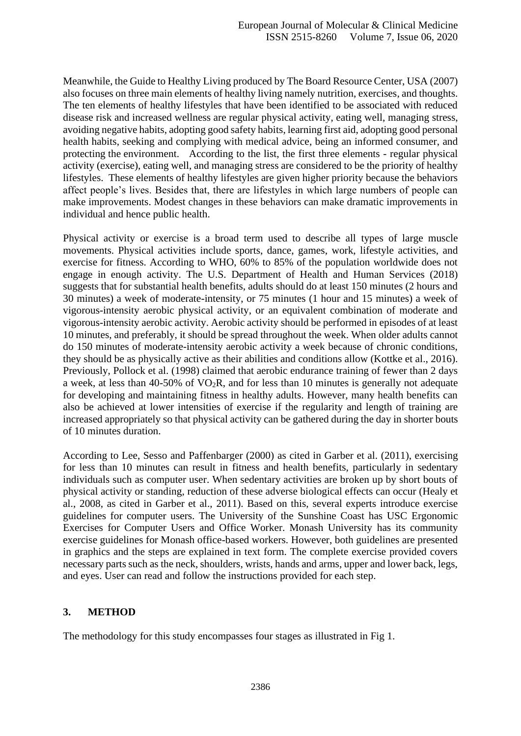Meanwhile, the Guide to Healthy Living produced by The Board Resource Center, USA (2007) also focuses on three main elements of healthy living namely nutrition, exercises, and thoughts. The ten elements of healthy lifestyles that have been identified to be associated with reduced disease risk and increased wellness are regular physical activity, eating well, managing stress, avoiding negative habits, adopting good safety habits, learning first aid, adopting good personal health habits, seeking and complying with medical advice, being an informed consumer, and protecting the environment. According to the list, the first three elements - regular physical activity (exercise), eating well, and managing stress are considered to be the priority of healthy lifestyles. These elements of healthy lifestyles are given higher priority because the behaviors affect people's lives. Besides that, there are lifestyles in which large numbers of people can make improvements. Modest changes in these behaviors can make dramatic improvements in individual and hence public health.

Physical activity or exercise is a broad term used to describe all types of large muscle movements. Physical activities include sports, dance, games, work, lifestyle activities, and exercise for fitness. According to WHO, 60% to 85% of the population worldwide does not engage in enough activity. The U.S. Department of Health and Human Services (2018) suggests that for substantial health benefits, adults should do at least 150 minutes (2 hours and 30 minutes) a week of moderate-intensity, or 75 minutes (1 hour and 15 minutes) a week of vigorous-intensity aerobic physical activity, or an equivalent combination of moderate and vigorous-intensity aerobic activity. Aerobic activity should be performed in episodes of at least 10 minutes, and preferably, it should be spread throughout the week. When older adults cannot do 150 minutes of moderate-intensity aerobic activity a week because of chronic conditions, they should be as physically active as their abilities and conditions allow (Kottke et al., 2016). Previously, Pollock et al. (1998) claimed that aerobic endurance training of fewer than 2 days a week, at less than 40-50% of $VO_2R$, and for less than 10 minutes is generally not adequate for developing and maintaining fitness in healthy adults. However, many health benefits can also be achieved at lower intensities of exercise if the regularity and length of training are increased appropriately so that physical activity can be gathered during the day in shorter bouts of 10 minutes duration.

According to Lee, Sesso and Paffenbarger (2000) as cited in Garber et al. (2011), exercising for less than 10 minutes can result in fitness and health benefits, particularly in sedentary individuals such as computer user. When sedentary activities are broken up by short bouts of physical activity or standing, reduction of these adverse biological effects can occur (Healy et al., 2008, as cited in Garber et al., 2011). Based on this, several experts introduce exercise guidelines for computer users. The University of the Sunshine Coast has USC Ergonomic Exercises for Computer Users and Office Worker. Monash University has its community exercise guidelines for Monash office-based workers. However, both guidelines are presented in graphics and the steps are explained in text form. The complete exercise provided covers necessary parts such as the neck, shoulders, wrists, hands and arms, upper and lower back, legs, and eyes. User can read and follow the instructions provided for each step.

## 3. METHOD

The methodology for this study encompasses four stages as illustrated in Fig 1.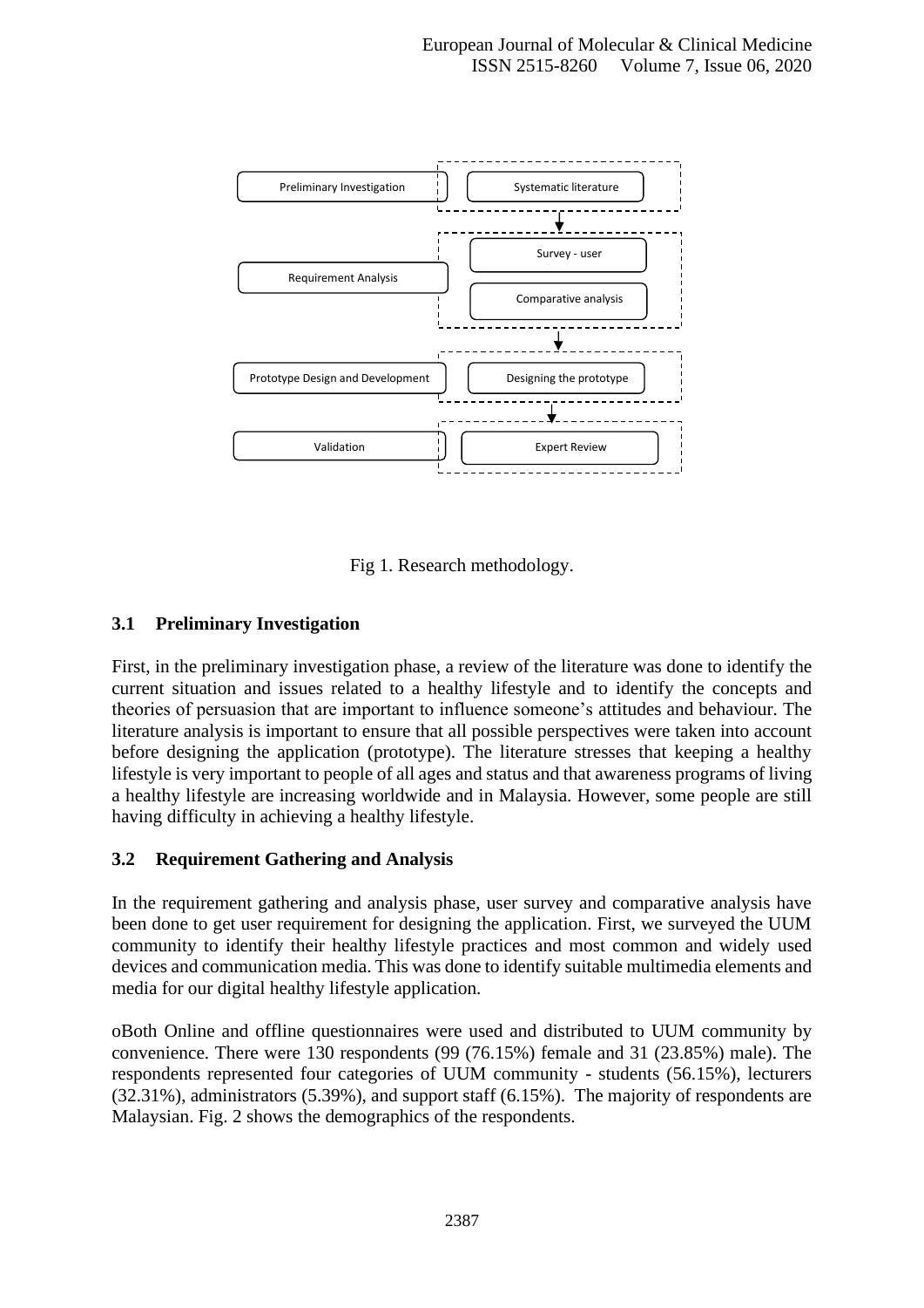Preliminary Investigation → Systematic literature

Requirement Analysis → Survey - user; Comparative analysis

Prototype Design and Development → Designing the prototype

Validation → Expert Review

Fig 1. Research methodology.

### 3.1 Preliminary Investigation

First, in the preliminary investigation phase, a review of the literature was done to identify the current situation and issues related to a healthy lifestyle and to identify the concepts and theories of persuasion that are important to influence someone's attitudes and behaviour. The literature analysis is important to ensure that all possible perspectives were taken into account before designing the application (prototype). The literature stresses that keeping a healthy lifestyle is very important to people of all ages and status and that awareness programs of living a healthy lifestyle are increasing worldwide and in Malaysia. However, some people are still having difficulty in achieving a healthy lifestyle.

### 3.2 Requirement Gathering and Analysis

In the requirement gathering and analysis phase, user survey and comparative analysis have been done to get user requirement for designing the application. First, we surveyed the UUM community to identify their healthy lifestyle practices and most common and widely used devices and communication media. This was done to identify suitable multimedia elements and media for our digital healthy lifestyle application.

oBoth Online and offline questionnaires were used and distributed to UUM community by convenience. There were 130 respondents (99 (76.15%) female and 31 (23.85%) male). The respondents represented four categories of UUM community - students (56.15%), lecturers (32.31%), administrators (5.39%), and support staff (6.15%). The majority of respondents are Malaysian. Fig. 2 shows the demographics of the respondents.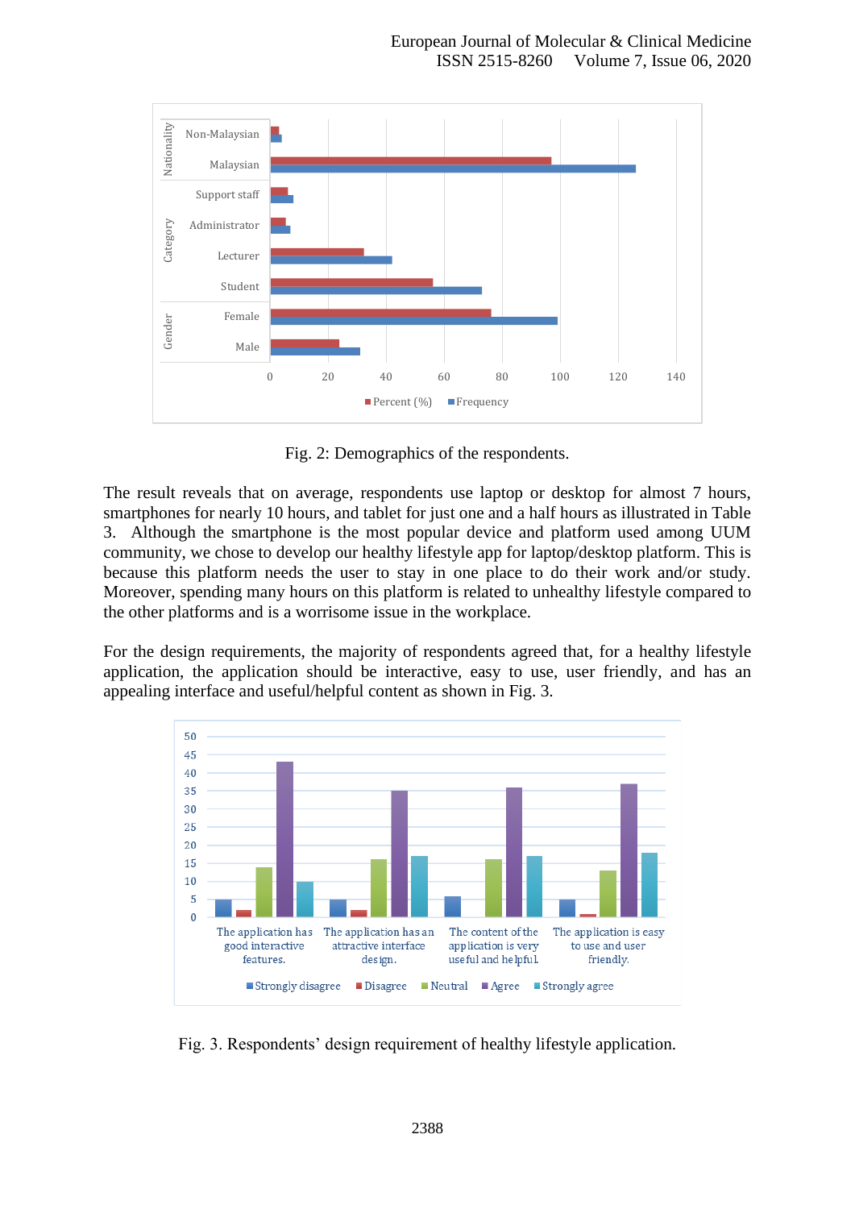Fig. 2: Demographics of the respondents.

The result reveals that on average, respondents use laptop or desktop for almost 7 hours, smartphones for nearly 10 hours, and tablet for just one and a half hours as illustrated in Table 3. Although the smartphone is the most popular device and platform used among UUM community, we chose to develop our healthy lifestyle app for laptop/desktop platform. This is because this platform needs the user to stay in one place to do their work and/or study. Moreover, spending many hours on this platform is related to unhealthy lifestyle compared to the other platforms and is a worrisome issue in the workplace.

For the design requirements, the majority of respondents agreed that, for a healthy lifestyle application, the application should be interactive, easy to use, user friendly, and has an appealing interface and useful/helpful content as shown in Fig. 3.

Fig. 3. Respondents' design requirement of healthy lifestyle application.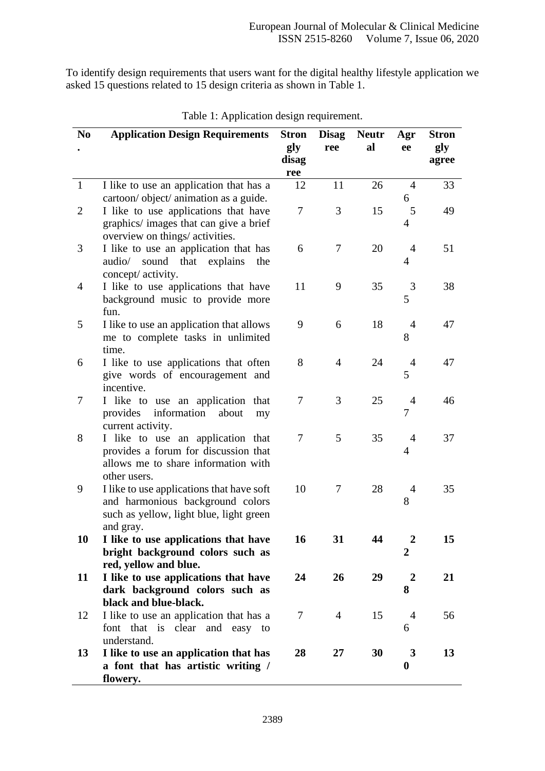To identify design requirements that users want for the digital healthy lifestyle application we asked 15 questions related to 15 design criteria as shown in Table 1.

Table 1: Application design requirement.

| No. | Application Design Requirements | Strongly disagree | Disagree | Neutral | Agree | Strongly agree |
|---|---|---|---|---|---|---|
| 1 | I like to use an application that has a cartoon/ object/ animation as a guide. | 12 | 11 | 26 | 46 | 33 |
| 2 | I like to use applications that have graphics/ images that can give a brief overview on things/ activities. | 7 | 3 | 15 | 54 | 49 |
| 3 | I like to use an application that has audio/ sound that explains the concept/ activity. | 6 | 7 | 20 | 44 | 51 |
| 4 | I like to use applications that have background music to provide more fun. | 11 | 9 | 35 | 35 | 38 |
| 5 | I like to use an application that allows me to complete tasks in unlimited time. | 9 | 6 | 18 | 48 | 47 |
| 6 | I like to use applications that often give words of encouragement and incentive. | 8 | 4 | 24 | 45 | 47 |
| 7 | I like to use an application that provides information about my current activity. | 7 | 3 | 25 | 47 | 46 |
| 8 | I like to use an application that provides a forum for discussion that allows me to share information with other users. | 7 | 5 | 35 | 44 | 37 |
| 9 | I like to use applications that have soft and harmonious background colors such as yellow, light blue, light green and gray. | 10 | 7 | 28 | 48 | 35 |
| **10** | **I like to use applications that have bright background colors such as red, yellow and blue.** | **16** | **31** | **44** | **22** | **15** |
| **11** | **I like to use applications that have dark background colors such as black and blue-black.** | **24** | **26** | **29** | **28** | **21** |
| 12 | I like to use an application that has a font that is clear and easy to understand. | 7 | 4 | 15 | 46 | 56 |
| **13** | **I like to use an application that has a font that has artistic writing / flowery.** | **28** | **27** | **30** | **30** | **13** |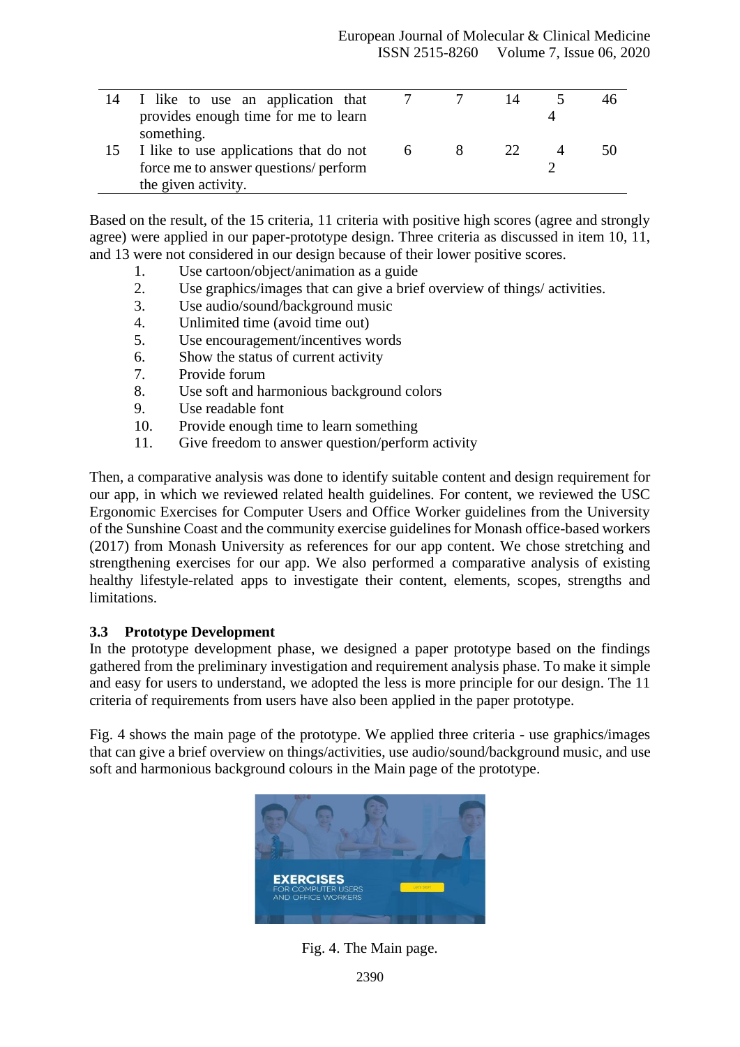| | | | | | | |
|---|---|---|---|---|---|---|
| 14 | I like to use an application that provides enough time for me to learn something. | 7 | 7 | 14 | 54 | 46 |
| 15 | I like to use applications that do not force me to answer questions/ perform the given activity. | 6 | 8 | 22 | 42 | 50 |

Based on the result, of the 15 criteria, 11 criteria with positive high scores (agree and strongly agree) were applied in our paper-prototype design. Three criteria as discussed in item 10, 11, and 13 were not considered in our design because of their lower positive scores.

1. Use cartoon/object/animation as a guide
2. Use graphics/images that can give a brief overview of things/ activities.
3. Use audio/sound/background music
4. Unlimited time (avoid time out)
5. Use encouragement/incentives words
6. Show the status of current activity
7. Provide forum
8. Use soft and harmonious background colors
9. Use readable font
10. Provide enough time to learn something
11. Give freedom to answer question/perform activity

Then, a comparative analysis was done to identify suitable content and design requirement for our app, in which we reviewed related health guidelines. For content, we reviewed the USC Ergonomic Exercises for Computer Users and Office Worker guidelines from the University of the Sunshine Coast and the community exercise guidelines for Monash office-based workers (2017) from Monash University as references for our app content. We chose stretching and strengthening exercises for our app. We also performed a comparative analysis of existing healthy lifestyle-related apps to investigate their content, elements, scopes, strengths and limitations.

### 3.3 Prototype Development

In the prototype development phase, we designed a paper prototype based on the findings gathered from the preliminary investigation and requirement analysis phase. To make it simple and easy for users to understand, we adopted the less is more principle for our design. The 11 criteria of requirements from users have also been applied in the paper prototype.

Fig. 4 shows the main page of the prototype. We applied three criteria - use graphics/images that can give a brief overview on things/activities, use audio/sound/background music, and use soft and harmonious background colours in the Main page of the prototype.

Fig. 4. The Main page.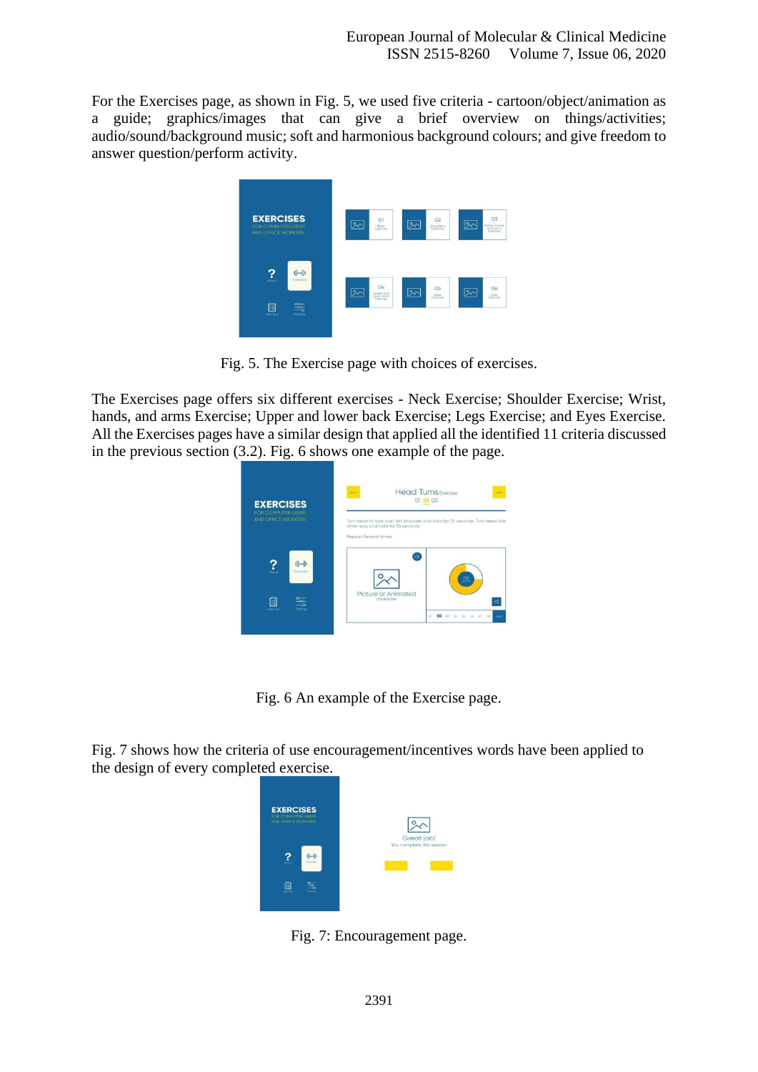For the Exercises page, as shown in Fig. 5, we used five criteria - cartoon/object/animation as a guide; graphics/images that can give a brief overview on things/activities; audio/sound/background music; soft and harmonious background colours; and give freedom to answer question/perform activity.

Fig. 5. The Exercise page with choices of exercises.

The Exercises page offers six different exercises - Neck Exercise; Shoulder Exercise; Wrist, hands, and arms Exercise; Upper and lower back Exercise; Legs Exercise; and Eyes Exercise. All the Exercises pages have a similar design that applied all the identified 11 criteria discussed in the previous section (3.2). Fig. 6 shows one example of the page.

Fig. 6 An example of the Exercise page.

Fig. 7 shows how the criteria of use encouragement/incentives words have been applied to the design of every completed exercise.

Fig. 7: Encouragement page.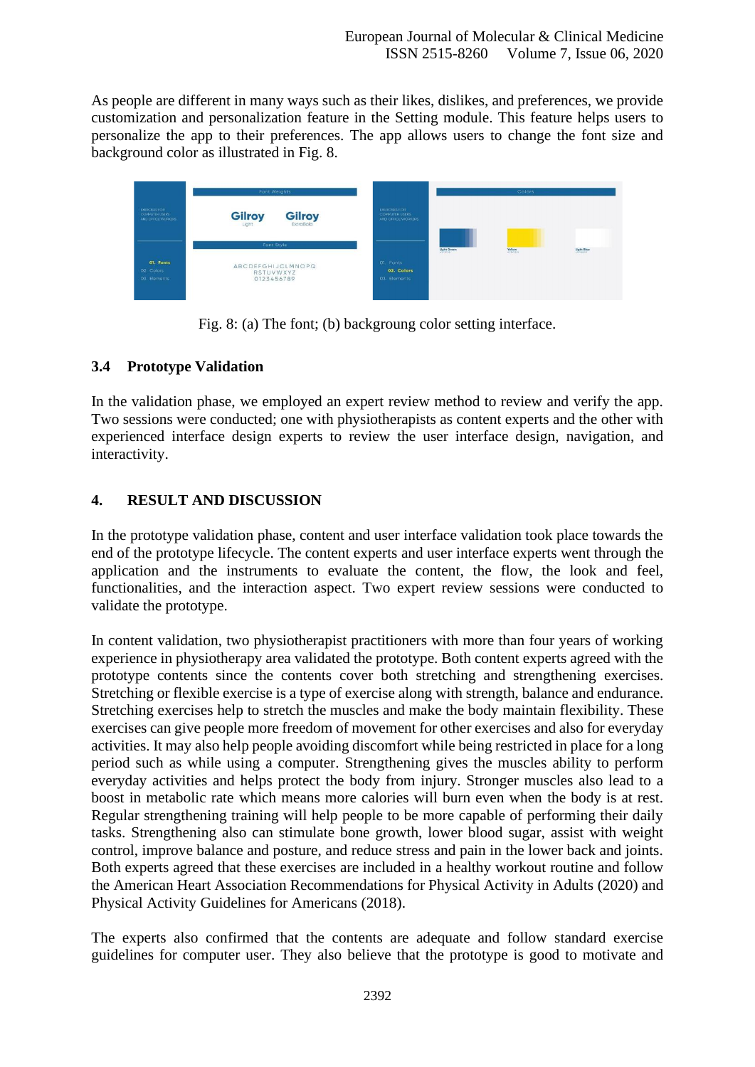As people are different in many ways such as their likes, dislikes, and preferences, we provide customization and personalization feature in the Setting module. This feature helps users to personalize the app to their preferences. The app allows users to change the font size and background color as illustrated in Fig. 8.

Fig. 8: (a) The font; (b) backgroung color setting interface.

### 3.4 Prototype Validation

In the validation phase, we employed an expert review method to review and verify the app. Two sessions were conducted; one with physiotherapists as content experts and the other with experienced interface design experts to review the user interface design, navigation, and interactivity.

## 4. RESULT AND DISCUSSION

In the prototype validation phase, content and user interface validation took place towards the end of the prototype lifecycle. The content experts and user interface experts went through the application and the instruments to evaluate the content, the flow, the look and feel, functionalities, and the interaction aspect. Two expert review sessions were conducted to validate the prototype.

In content validation, two physiotherapist practitioners with more than four years of working experience in physiotherapy area validated the prototype. Both content experts agreed with the prototype contents since the contents cover both stretching and strengthening exercises. Stretching or flexible exercise is a type of exercise along with strength, balance and endurance. Stretching exercises help to stretch the muscles and make the body maintain flexibility. These exercises can give people more freedom of movement for other exercises and also for everyday activities. It may also help people avoiding discomfort while being restricted in place for a long period such as while using a computer. Strengthening gives the muscles ability to perform everyday activities and helps protect the body from injury. Stronger muscles also lead to a boost in metabolic rate which means more calories will burn even when the body is at rest. Regular strengthening training will help people to be more capable of performing their daily tasks. Strengthening also can stimulate bone growth, lower blood sugar, assist with weight control, improve balance and posture, and reduce stress and pain in the lower back and joints. Both experts agreed that these exercises are included in a healthy workout routine and follow the American Heart Association Recommendations for Physical Activity in Adults (2020) and Physical Activity Guidelines for Americans (2018).

The experts also confirmed that the contents are adequate and follow standard exercise guidelines for computer user. They also believe that the prototype is good to motivate and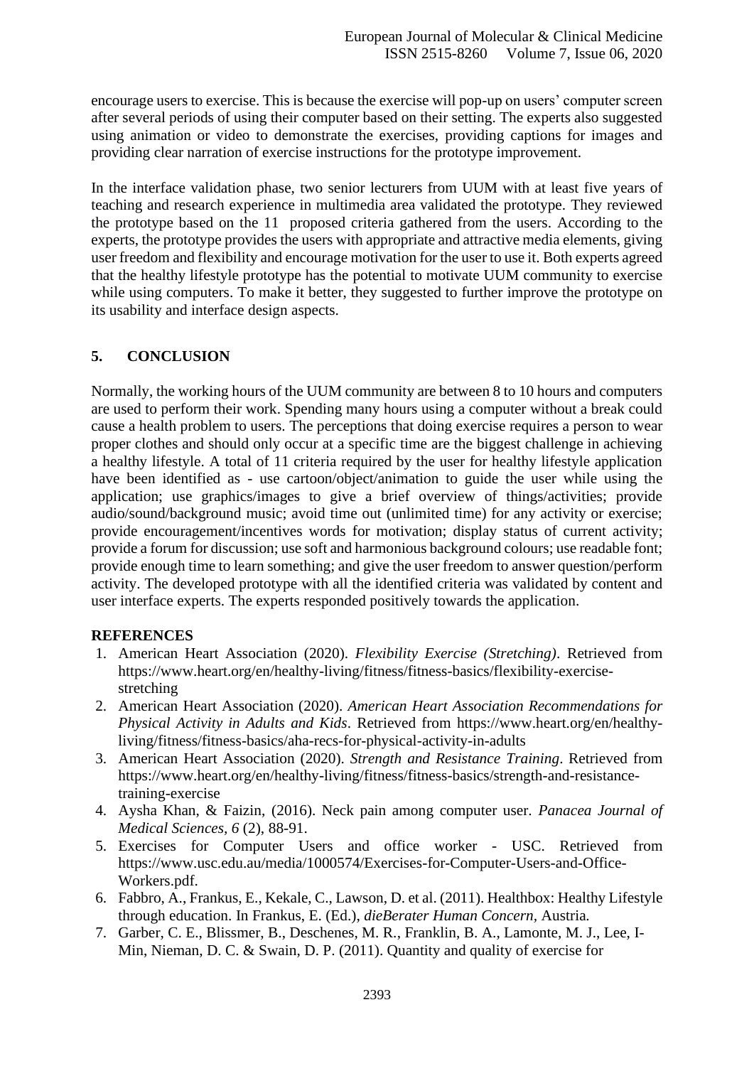encourage users to exercise. This is because the exercise will pop-up on users' computer screen after several periods of using their computer based on their setting. The experts also suggested using animation or video to demonstrate the exercises, providing captions for images and providing clear narration of exercise instructions for the prototype improvement.

In the interface validation phase, two senior lecturers from UUM with at least five years of teaching and research experience in multimedia area validated the prototype. They reviewed the prototype based on the 11 proposed criteria gathered from the users. According to the experts, the prototype provides the users with appropriate and attractive media elements, giving user freedom and flexibility and encourage motivation for the user to use it. Both experts agreed that the healthy lifestyle prototype has the potential to motivate UUM community to exercise while using computers. To make it better, they suggested to further improve the prototype on its usability and interface design aspects.

## 5. CONCLUSION

Normally, the working hours of the UUM community are between 8 to 10 hours and computers are used to perform their work. Spending many hours using a computer without a break could cause a health problem to users. The perceptions that doing exercise requires a person to wear proper clothes and should only occur at a specific time are the biggest challenge in achieving a healthy lifestyle. A total of 11 criteria required by the user for healthy lifestyle application have been identified as - use cartoon/object/animation to guide the user while using the application; use graphics/images to give a brief overview of things/activities; provide audio/sound/background music; avoid time out (unlimited time) for any activity or exercise; provide encouragement/incentives words for motivation; display status of current activity; provide a forum for discussion; use soft and harmonious background colours; use readable font; provide enough time to learn something; and give the user freedom to answer question/perform activity. The developed prototype with all the identified criteria was validated by content and user interface experts. The experts responded positively towards the application.

## REFERENCES

1. American Heart Association (2020). *Flexibility Exercise (Stretching)*. Retrieved from https://www.heart.org/en/healthy-living/fitness/fitness-basics/flexibility-exercise-stretching
2. American Heart Association (2020). *American Heart Association Recommendations for Physical Activity in Adults and Kids*. Retrieved from https://www.heart.org/en/healthy-living/fitness/fitness-basics/aha-recs-for-physical-activity-in-adults
3. American Heart Association (2020). *Strength and Resistance Training*. Retrieved from https://www.heart.org/en/healthy-living/fitness/fitness-basics/strength-and-resistance-training-exercise
4. Aysha Khan, & Faizin, (2016). Neck pain among computer user. *Panacea Journal of Medical Sciences, 6* (2), 88-91.
5. Exercises for Computer Users and office worker - USC. Retrieved from https://www.usc.edu.au/media/1000574/Exercises-for-Computer-Users-and-Office-Workers.pdf.
6. Fabbro, A., Frankus, E., Kekale, C., Lawson, D. et al. (2011). Healthbox: Healthy Lifestyle through education. In Frankus, E. (Ed.), *dieBerater Human Concern,* Austria.
7. Garber, C. E., Blissmer, B., Deschenes, M. R., Franklin, B. A., Lamonte, M. J., Lee, I-Min, Nieman, D. C. & Swain, D. P. (2011). Quantity and quality of exercise for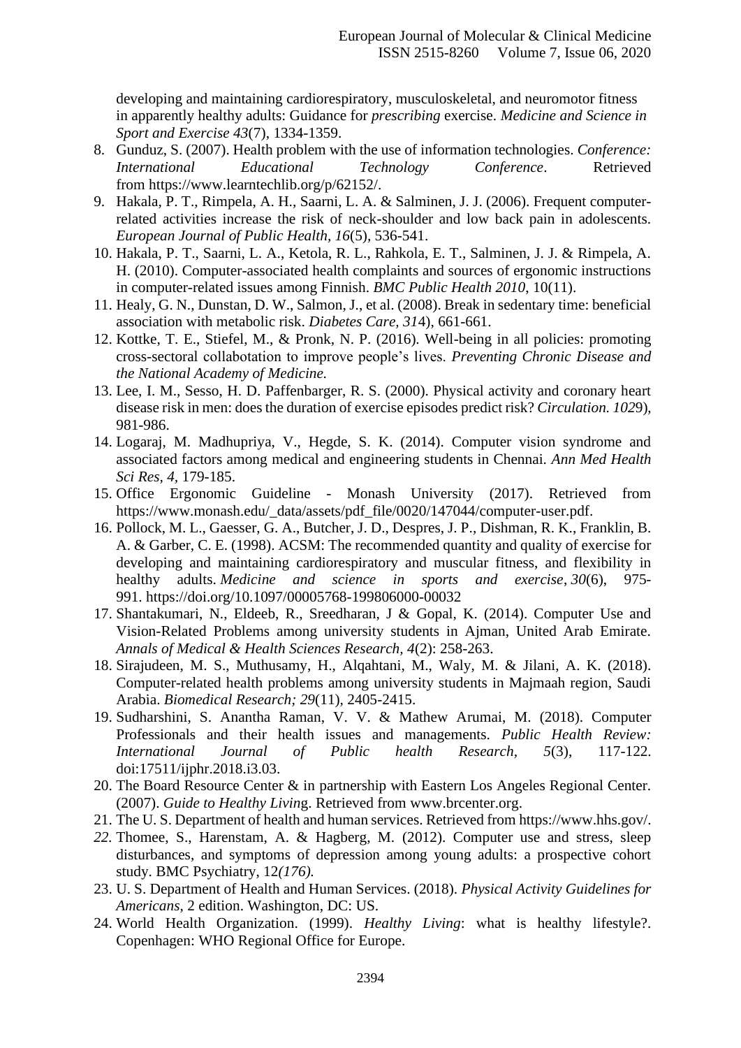developing and maintaining cardiorespiratory, musculoskeletal, and neuromotor fitness in apparently healthy adults: Guidance for *prescribing* exercise. *Medicine and Science in Sport and Exercise 43*(7), 1334-1359.

8. Gunduz, S. (2007). Health problem with the use of information technologies. *Conference: International Educational Technology Conference*. Retrieved from https://www.learntechlib.org/p/62152/.
9. Hakala, P. T., Rimpela, A. H., Saarni, L. A. & Salminen, J. J. (2006). Frequent computer-related activities increase the risk of neck-shoulder and low back pain in adolescents. *European Journal of Public Health, 16*(5), 536-541.
10. Hakala, P. T., Saarni, L. A., Ketola, R. L., Rahkola, E. T., Salminen, J. J. & Rimpela, A. H. (2010). Computer-associated health complaints and sources of ergonomic instructions in computer-related issues among Finnish. *BMC Public Health 2010*, 10(11).
11. Healy, G. N., Dunstan, D. W., Salmon, J., et al. (2008). Break in sedentary time: beneficial association with metabolic risk. *Diabetes Care, 31*4), 661-661.
12. Kottke, T. E., Stiefel, M., & Pronk, N. P. (2016). Well-being in all policies: promoting cross-sectoral collabotation to improve people's lives. *Preventing Chronic Disease and the National Academy of Medicine.*
13. Lee, I. M., Sesso, H. D. Paffenbarger, R. S. (2000). Physical activity and coronary heart disease risk in men: does the duration of exercise episodes predict risk? *Circulation. 102*9), 981-986.
14. Logaraj, M. Madhupriya, V., Hegde, S. K. (2014). Computer vision syndrome and associated factors among medical and engineering students in Chennai. *Ann Med Health Sci Res, 4,* 179-185.
15. Office Ergonomic Guideline - Monash University (2017). Retrieved from https://www.monash.edu/_data/assets/pdf_file/0020/147044/computer-user.pdf.
16. Pollock, M. L., Gaesser, G. A., Butcher, J. D., Despres, J. P., Dishman, R. K., Franklin, B. A. & Garber, C. E. (1998). ACSM: The recommended quantity and quality of exercise for developing and maintaining cardiorespiratory and muscular fitness, and flexibility in healthy adults. *Medicine and science in sports and exercise*, *30*(6), 975-991. https://doi.org/10.1097/00005768-199806000-00032
17. Shantakumari, N., Eldeeb, R., Sreedharan, J & Gopal, K. (2014). Computer Use and Vision-Related Problems among university students in Ajman, United Arab Emirate. *Annals of Medical & Health Sciences Research, 4*(2): 258-263.
18. Sirajudeen, M. S., Muthusamy, H., Alqahtani, M., Waly, M. & Jilani, A. K. (2018). Computer-related health problems among university students in Majmaah region, Saudi Arabia. *Biomedical Research; 29*(11), 2405-2415.
19. Sudharshini, S. Anantha Raman, V. V. & Mathew Arumai, M. (2018). Computer Professionals and their health issues and managements. *Public Health Review: International Journal of Public health Research, 5*(3), 117-122. doi:17511/ijphr.2018.i3.03.
20. The Board Resource Center & in partnership with Eastern Los Angeles Regional Center. (2007). *Guide to Healthy Livin*g. Retrieved from www.brcenter.org.
21. The U. S. Department of health and human services. Retrieved from https://www.hhs.gov/.
22. Thomee, S., Harenstam, A. & Hagberg, M. (2012). Computer use and stress, sleep disturbances, and symptoms of depression among young adults: a prospective cohort study. BMC Psychiatry, 12*(176).*
23. U. S. Department of Health and Human Services. (2018). *Physical Activity Guidelines for Americans*, 2 edition. Washington, DC: US.
24. World Health Organization. (1999). *Healthy Living*: what is healthy lifestyle?. Copenhagen: WHO Regional Office for Europe.